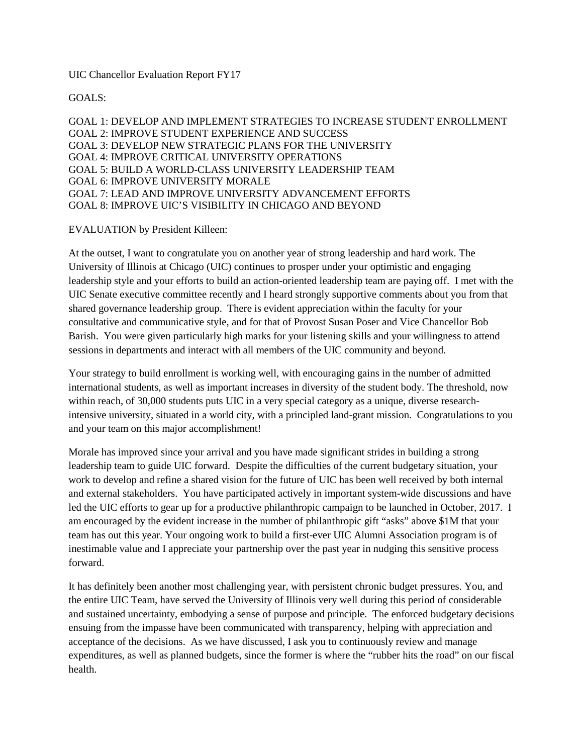UIC Chancellor Evaluation Report FY17

GOALS:

GOAL 1: DEVELOP AND IMPLEMENT STRATEGIES TO INCREASE STUDENT ENROLLMENT
GOAL 2: IMPROVE STUDENT EXPERIENCE AND SUCCESS
GOAL 3: DEVELOP NEW STRATEGIC PLANS FOR THE UNIVERSITY
GOAL 4: IMPROVE CRITICAL UNIVERSITY OPERATIONS
GOAL 5: BUILD A WORLD-CLASS UNIVERSITY LEADERSHIP TEAM
GOAL 6: IMPROVE UNIVERSITY MORALE
GOAL 7: LEAD AND IMPROVE UNIVERSITY ADVANCEMENT EFFORTS
GOAL 8: IMPROVE UIC'S VISIBILITY IN CHICAGO AND BEYOND

EVALUATION by President Killeen:

At the outset, I want to congratulate you on another year of strong leadership and hard work. The University of Illinois at Chicago (UIC) continues to prosper under your optimistic and engaging leadership style and your efforts to build an action-oriented leadership team are paying off. I met with the UIC Senate executive committee recently and I heard strongly supportive comments about you from that shared governance leadership group. There is evident appreciation within the faculty for your consultative and communicative style, and for that of Provost Susan Poser and Vice Chancellor Bob Barish. You were given particularly high marks for your listening skills and your willingness to attend sessions in departments and interact with all members of the UIC community and beyond.

Your strategy to build enrollment is working well, with encouraging gains in the number of admitted international students, as well as important increases in diversity of the student body. The threshold, now within reach, of 30,000 students puts UIC in a very special category as a unique, diverse research-intensive university, situated in a world city, with a principled land-grant mission. Congratulations to you and your team on this major accomplishment!

Morale has improved since your arrival and you have made significant strides in building a strong leadership team to guide UIC forward. Despite the difficulties of the current budgetary situation, your work to develop and refine a shared vision for the future of UIC has been well received by both internal and external stakeholders. You have participated actively in important system-wide discussions and have led the UIC efforts to gear up for a productive philanthropic campaign to be launched in October, 2017. I am encouraged by the evident increase in the number of philanthropic gift "asks" above $1M that your team has out this year. Your ongoing work to build a first-ever UIC Alumni Association program is of inestimable value and I appreciate your partnership over the past year in nudging this sensitive process forward.

It has definitely been another most challenging year, with persistent chronic budget pressures. You, and the entire UIC Team, have served the University of Illinois very well during this period of considerable and sustained uncertainty, embodying a sense of purpose and principle. The enforced budgetary decisions ensuing from the impasse have been communicated with transparency, helping with appreciation and acceptance of the decisions. As we have discussed, I ask you to continuously review and manage expenditures, as well as planned budgets, since the former is where the "rubber hits the road" on our fiscal health.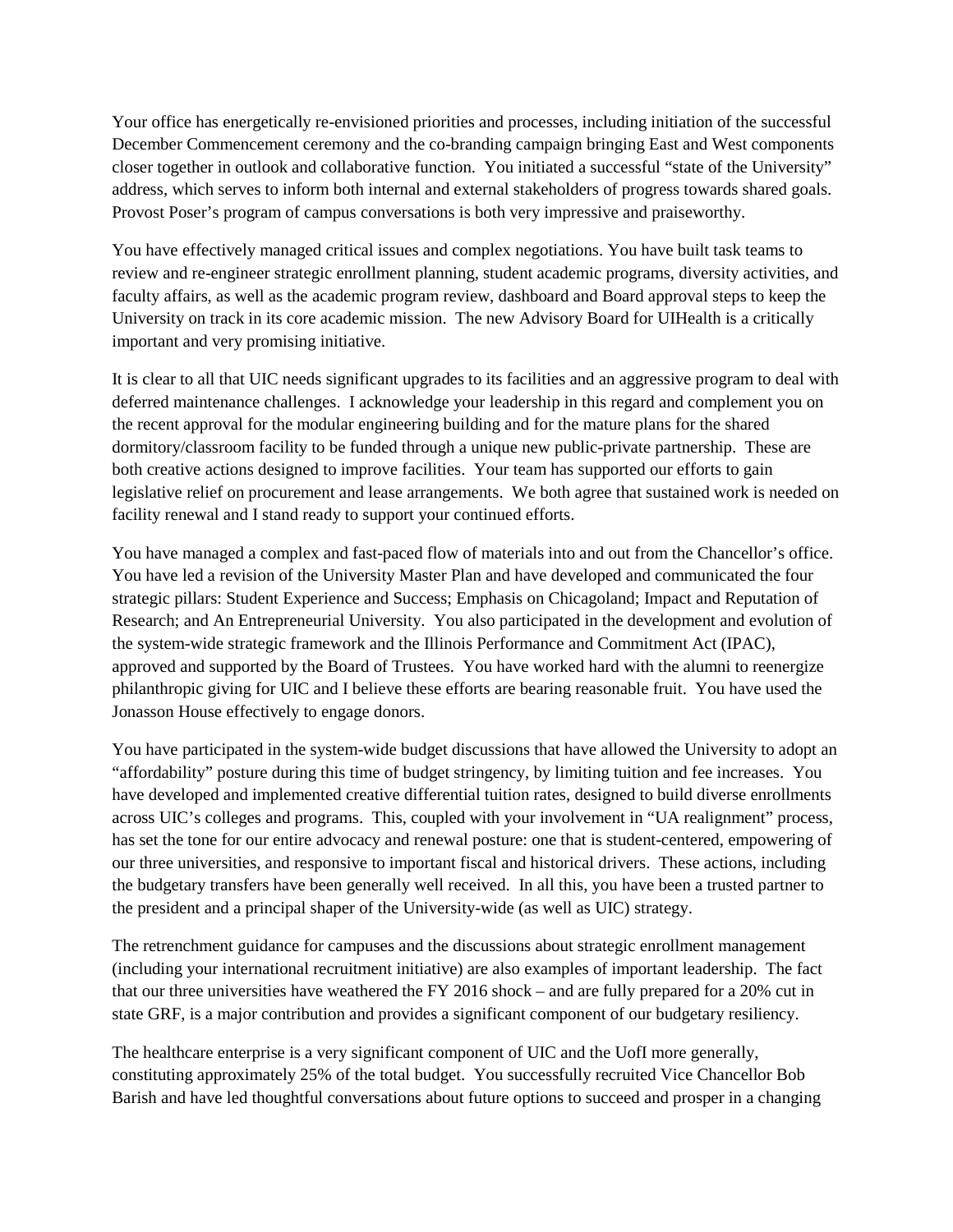Your office has energetically re-envisioned priorities and processes, including initiation of the successful December Commencement ceremony and the co-branding campaign bringing East and West components closer together in outlook and collaborative function. You initiated a successful "state of the University" address, which serves to inform both internal and external stakeholders of progress towards shared goals. Provost Poser's program of campus conversations is both very impressive and praiseworthy.

You have effectively managed critical issues and complex negotiations. You have built task teams to review and re-engineer strategic enrollment planning, student academic programs, diversity activities, and faculty affairs, as well as the academic program review, dashboard and Board approval steps to keep the University on track in its core academic mission. The new Advisory Board for UIHealth is a critically important and very promising initiative.

It is clear to all that UIC needs significant upgrades to its facilities and an aggressive program to deal with deferred maintenance challenges. I acknowledge your leadership in this regard and complement you on the recent approval for the modular engineering building and for the mature plans for the shared dormitory/classroom facility to be funded through a unique new public-private partnership. These are both creative actions designed to improve facilities. Your team has supported our efforts to gain legislative relief on procurement and lease arrangements. We both agree that sustained work is needed on facility renewal and I stand ready to support your continued efforts.

You have managed a complex and fast-paced flow of materials into and out from the Chancellor's office. You have led a revision of the University Master Plan and have developed and communicated the four strategic pillars: Student Experience and Success; Emphasis on Chicagoland; Impact and Reputation of Research; and An Entrepreneurial University. You also participated in the development and evolution of the system-wide strategic framework and the Illinois Performance and Commitment Act (IPAC), approved and supported by the Board of Trustees. You have worked hard with the alumni to reenergize philanthropic giving for UIC and I believe these efforts are bearing reasonable fruit. You have used the Jonasson House effectively to engage donors.

You have participated in the system-wide budget discussions that have allowed the University to adopt an "affordability" posture during this time of budget stringency, by limiting tuition and fee increases. You have developed and implemented creative differential tuition rates, designed to build diverse enrollments across UIC's colleges and programs. This, coupled with your involvement in "UA realignment" process, has set the tone for our entire advocacy and renewal posture: one that is student-centered, empowering of our three universities, and responsive to important fiscal and historical drivers. These actions, including the budgetary transfers have been generally well received. In all this, you have been a trusted partner to the president and a principal shaper of the University-wide (as well as UIC) strategy.

The retrenchment guidance for campuses and the discussions about strategic enrollment management (including your international recruitment initiative) are also examples of important leadership. The fact that our three universities have weathered the FY 2016 shock – and are fully prepared for a 20% cut in state GRF, is a major contribution and provides a significant component of our budgetary resiliency.

The healthcare enterprise is a very significant component of UIC and the UofI more generally, constituting approximately 25% of the total budget. You successfully recruited Vice Chancellor Bob Barish and have led thoughtful conversations about future options to succeed and prosper in a changing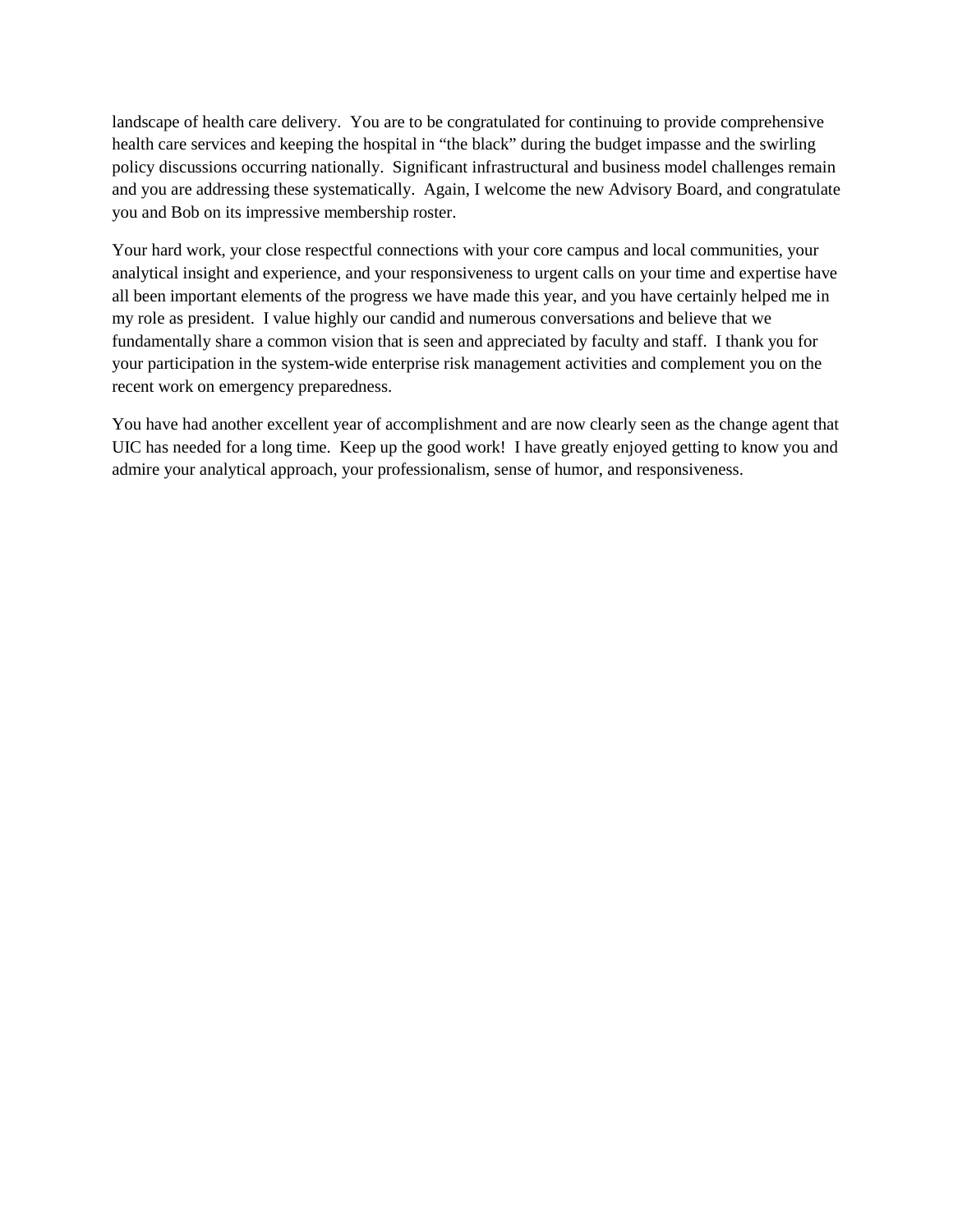landscape of health care delivery.  You are to be congratulated for continuing to provide comprehensive health care services and keeping the hospital in "the black" during the budget impasse and the swirling policy discussions occurring nationally.  Significant infrastructural and business model challenges remain and you are addressing these systematically.  Again, I welcome the new Advisory Board, and congratulate you and Bob on its impressive membership roster.

Your hard work, your close respectful connections with your core campus and local communities, your analytical insight and experience, and your responsiveness to urgent calls on your time and expertise have all been important elements of the progress we have made this year, and you have certainly helped me in my role as president.  I value highly our candid and numerous conversations and believe that we fundamentally share a common vision that is seen and appreciated by faculty and staff.  I thank you for your participation in the system-wide enterprise risk management activities and complement you on the recent work on emergency preparedness.

You have had another excellent year of accomplishment and are now clearly seen as the change agent that UIC has needed for a long time.  Keep up the good work!  I have greatly enjoyed getting to know you and admire your analytical approach, your professionalism, sense of humor, and responsiveness.